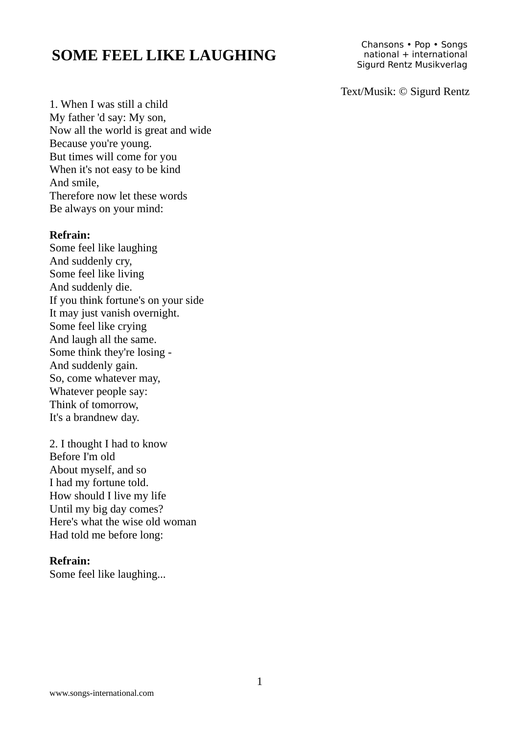# SOME FEEL LIKE LAUGHING

Chansons • Pop • Songs
national + international
Sigurd Rentz Musikverlag

Text/Musik: © Sigurd Rentz

1. When I was still a child
My father 'd say: My son,
Now all the world is great and wide
Because you're young.
But times will come for you
When it's not easy to be kind
And smile,
Therefore now let these words
Be always on your mind:

**Refrain:**
Some feel like laughing
And suddenly cry,
Some feel like living
And suddenly die.
If you think fortune's on your side
It may just vanish overnight.
Some feel like crying
And laugh all the same.
Some think they're losing -
And suddenly gain.
So, come whatever may,
Whatever people say:
Think of tomorrow,
It's a brandnew day.

2. I thought I had to know
Before I'm old
About myself, and so
I had my fortune told.
How should I live my life
Until my big day comes?
Here's what the wise old woman
Had told me before long:

**Refrain:**
Some feel like laughing...

www.songs-international.com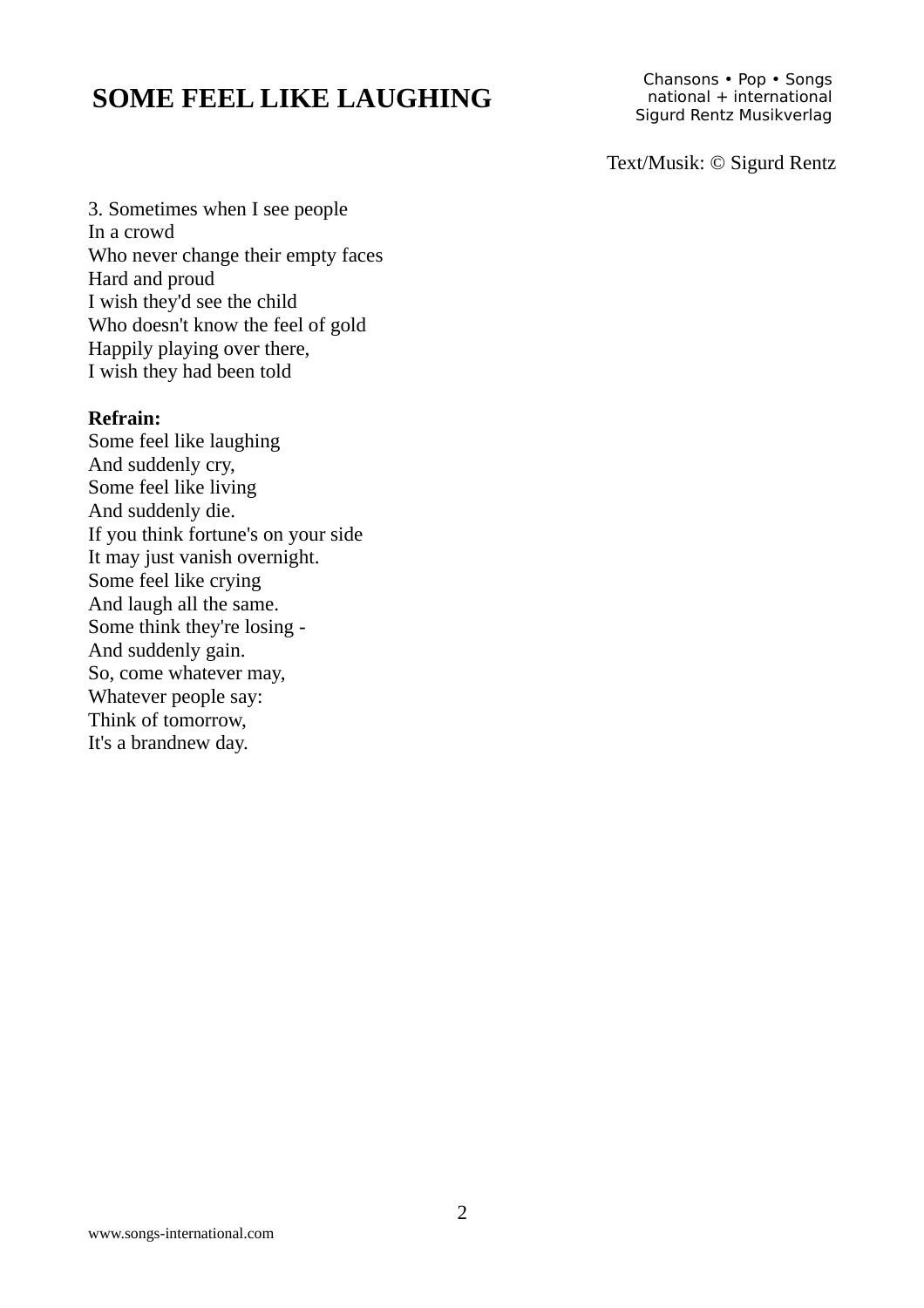# SOME FEEL LIKE LAUGHING

Chansons • Pop • Songs
national + international
Sigurd Rentz Musikverlag

Text/Musik: © Sigurd Rentz

3. Sometimes when I see people
In a crowd
Who never change their empty faces
Hard and proud
I wish they'd see the child
Who doesn't know the feel of gold
Happily playing over there,
I wish they had been told

**Refrain:**
Some feel like laughing
And suddenly cry,
Some feel like living
And suddenly die.
If you think fortune's on your side
It may just vanish overnight.
Some feel like crying
And laugh all the same.
Some think they're losing -
And suddenly gain.
So, come whatever may,
Whatever people say:
Think of tomorrow,
It's a brandnew day.

www.songs-international.com